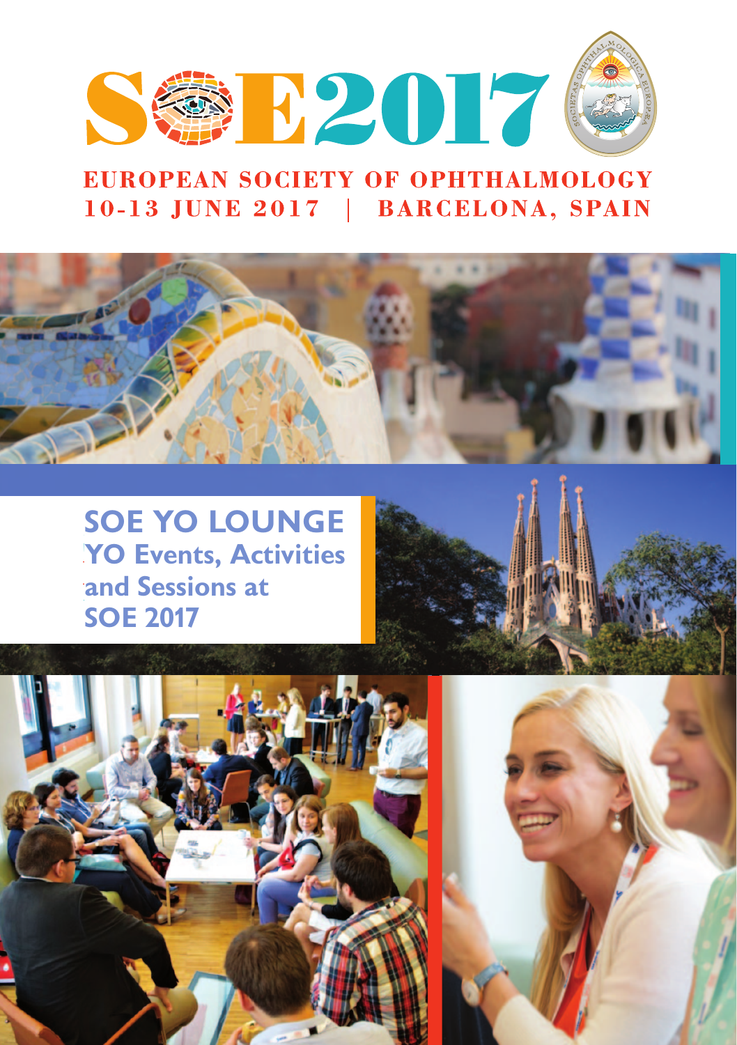# SOE2017

**EUROPEAN SOCIETY OF OPHTHALMOLOGY**
**10-13 JUNE 2017 | BARCELONA, SPAIN**

## SOE YO LOUNGE

### YO Events, Activities and Sessions at SOE 2017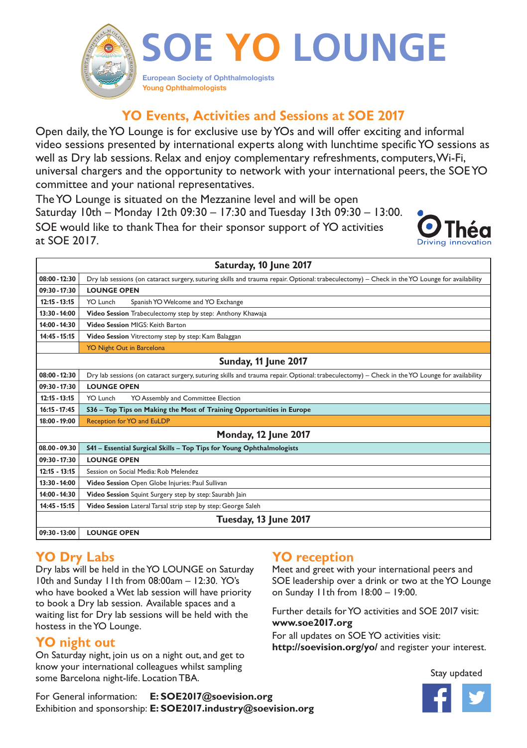# SOE YO LOUNGE

European Society of Ophthalmologists
Young Ophthalmologists

## YO Events, Activities and Sessions at SOE 2017

Open daily, the YO Lounge is for exclusive use by YOs and will offer exciting and informal video sessions presented by international experts along with lunchtime specific YO sessions as well as Dry lab sessions. Relax and enjoy complementary refreshments, computers, Wi-Fi, universal chargers and the opportunity to network with your international peers, the SOE YO committee and your national representatives.

The YO Lounge is situated on the Mezzanine level and will be open Saturday 10th – Monday 12th 09:30 – 17:30 and Tuesday 13th 09:30 – 13:00.

SOE would like to thank Thea for their sponsor support of YO activities at SOE 2017.

Théa
Driving innovation

| | |
|---|---|
| **Saturday, 10 June 2017** | |
| 08:00 - 12:30 | Dry lab sessions (on cataract surgery, suturing skills and trauma repair. Optional: trabeculectomy) – Check in the YO Lounge for availability |
| 09:30 - 17:30 | **LOUNGE OPEN** |
| 12:15 - 13:15 | YO Lunch Spanish YO Welcome and YO Exchange |
| 13:30 - 14:00 | **Video Session** Trabeculectomy step by step: Anthony Khawaja |
| 14:00 - 14:30 | **Video Session** MIGS: Keith Barton |
| 14:45 - 15:15 | **Video Session** Vitrectomy step by step: Kam Balaggan |
| | YO Night Out in Barcelona |
| **Sunday, 11 June 2017** | |
| 08:00 - 12:30 | Dry lab sessions (on cataract surgery, suturing skills and trauma repair. Optional: trabeculectomy) – Check in the YO Lounge for availability |
| 09:30 - 17:30 | **LOUNGE OPEN** |
| 12:15 - 13:15 | YO Lunch YO Assembly and Committee Election |
| 16:15 - 17:45 | **S36 – Top Tips on Making the Most of Training Opportunities in Europe** |
| 18:00 - 19:00 | Reception for YO and EuLDP |
| **Monday, 12 June 2017** | |
| 08.00 - 09.30 | **S41 – Essential Surgical Skills – Top Tips for Young Ophthalmologists** |
| 09:30 - 17:30 | **LOUNGE OPEN** |
| 12:15 - 13:15 | Session on Social Media: Rob Melendez |
| 13:30 - 14:00 | **Video Session** Open Globe Injuries: Paul Sullivan |
| 14:00 - 14:30 | **Video Session** Squint Surgery step by step: Saurabh Jain |
| 14:45 - 15:15 | **Video Session** Lateral Tarsal strip step by step: George Saleh |
| **Tuesday, 13 June 2017** | |
| 09:30 - 13:00 | **LOUNGE OPEN** |

## YO Dry Labs

Dry labs will be held in the YO LOUNGE on Saturday 10th and Sunday 11th from 08:00am – 12:30. YO's who have booked a Wet lab session will have priority to book a Dry lab session. Available spaces and a waiting list for Dry lab sessions will be held with the hostess in the YO Lounge.

## YO night out

On Saturday night, join us on a night out, and get to know your international colleagues whilst sampling some Barcelona night-life. Location TBA.

## YO reception

Meet and greet with your international peers and SOE leadership over a drink or two at the YO Lounge on Sunday 11th from 18:00 – 19:00.

Further details for YO activities and SOE 2017 visit: **www.soe2017.org**

For all updates on SOE YO activities visit: **http://soevision.org/yo/** and register your interest.

Stay updated

For General information: **E: SOE2017@soevision.org**
Exhibition and sponsorship: **E: SOE2017.industry@soevision.org**